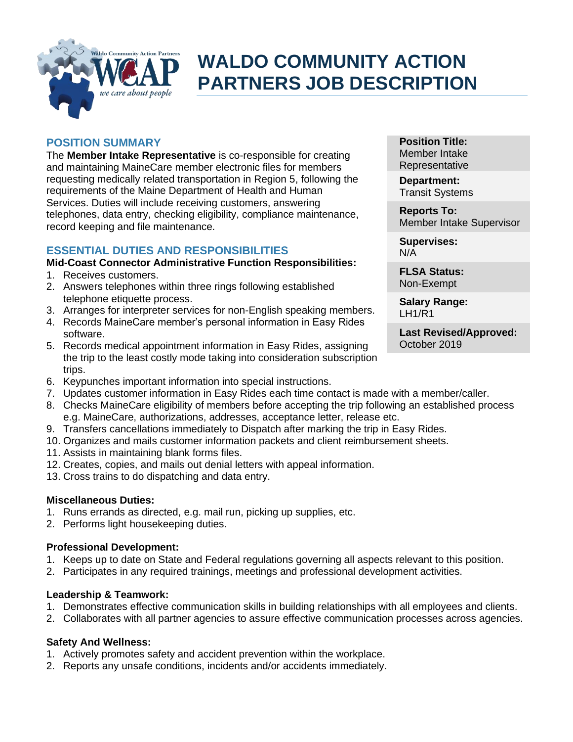# WALDO COMMUNITY ACTION PARTNERS JOB DESCRIPTION

| | |
|---|---|
| **Position Title:** | Member Intake Representative |
| **Department:** | Transit Systems |
| **Reports To:** | Member Intake Supervisor |
| **Supervises:** | N/A |
| **FLSA Status:** | Non-Exempt |
| **Salary Range:** | LH1/R1 |
| **Last Revised/Approved:** | October 2019 |

## POSITION SUMMARY

The **Member Intake Representative** is co-responsible for creating and maintaining MaineCare member electronic files for members requesting medically related transportation in Region 5, following the requirements of the Maine Department of Health and Human Services. Duties will include receiving customers, answering telephones, data entry, checking eligibility, compliance maintenance, record keeping and file maintenance.

## ESSENTIAL DUTIES AND RESPONSIBILITIES

**Mid-Coast Connector Administrative Function Responsibilities:**

1. Receives customers.
2. Answers telephones within three rings following established telephone etiquette process.
3. Arranges for interpreter services for non-English speaking members.
4. Records MaineCare member's personal information in Easy Rides software.
5. Records medical appointment information in Easy Rides, assigning the trip to the least costly mode taking into consideration subscription trips.
6. Keypunches important information into special instructions.
7. Updates customer information in Easy Rides each time contact is made with a member/caller.
8. Checks MaineCare eligibility of members before accepting the trip following an established process e.g. MaineCare, authorizations, addresses, acceptance letter, release etc.
9. Transfers cancellations immediately to Dispatch after marking the trip in Easy Rides.
10. Organizes and mails customer information packets and client reimbursement sheets.
11. Assists in maintaining blank forms files.
12. Creates, copies, and mails out denial letters with appeal information.
13. Cross trains to do dispatching and data entry.

**Miscellaneous Duties:**

1. Runs errands as directed, e.g. mail run, picking up supplies, etc.
2. Performs light housekeeping duties.

**Professional Development:**

1. Keeps up to date on State and Federal regulations governing all aspects relevant to this position.
2. Participates in any required trainings, meetings and professional development activities.

**Leadership & Teamwork:**

1. Demonstrates effective communication skills in building relationships with all employees and clients.
2. Collaborates with all partner agencies to assure effective communication processes across agencies.

**Safety And Wellness:**

1. Actively promotes safety and accident prevention within the workplace.
2. Reports any unsafe conditions, incidents and/or accidents immediately.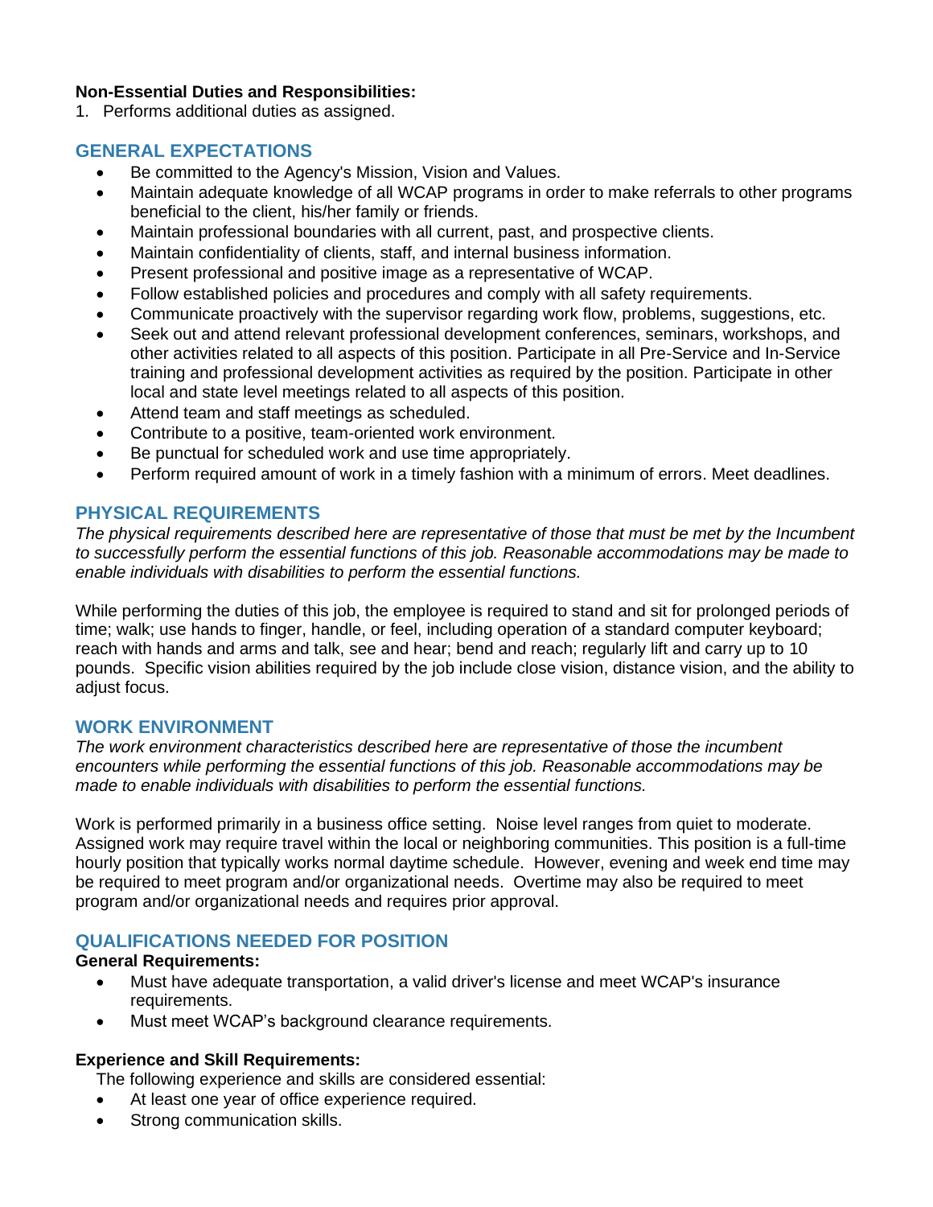**Non-Essential Duties and Responsibilities:**

1. Performs additional duties as assigned.

## GENERAL EXPECTATIONS

- Be committed to the Agency's Mission, Vision and Values.
- Maintain adequate knowledge of all WCAP programs in order to make referrals to other programs beneficial to the client, his/her family or friends.
- Maintain professional boundaries with all current, past, and prospective clients.
- Maintain confidentiality of clients, staff, and internal business information.
- Present professional and positive image as a representative of WCAP.
- Follow established policies and procedures and comply with all safety requirements.
- Communicate proactively with the supervisor regarding work flow, problems, suggestions, etc.
- Seek out and attend relevant professional development conferences, seminars, workshops, and other activities related to all aspects of this position. Participate in all Pre-Service and In-Service training and professional development activities as required by the position. Participate in other local and state level meetings related to all aspects of this position.
- Attend team and staff meetings as scheduled.
- Contribute to a positive, team-oriented work environment.
- Be punctual for scheduled work and use time appropriately.
- Perform required amount of work in a timely fashion with a minimum of errors. Meet deadlines.

## PHYSICAL REQUIREMENTS

*The physical requirements described here are representative of those that must be met by the Incumbent to successfully perform the essential functions of this job. Reasonable accommodations may be made to enable individuals with disabilities to perform the essential functions.*

While performing the duties of this job, the employee is required to stand and sit for prolonged periods of time; walk; use hands to finger, handle, or feel, including operation of a standard computer keyboard; reach with hands and arms and talk, see and hear; bend and reach; regularly lift and carry up to 10 pounds. Specific vision abilities required by the job include close vision, distance vision, and the ability to adjust focus.

## WORK ENVIRONMENT

*The work environment characteristics described here are representative of those the incumbent encounters while performing the essential functions of this job. Reasonable accommodations may be made to enable individuals with disabilities to perform the essential functions.*

Work is performed primarily in a business office setting. Noise level ranges from quiet to moderate. Assigned work may require travel within the local or neighboring communities. This position is a full-time hourly position that typically works normal daytime schedule. However, evening and week end time may be required to meet program and/or organizational needs. Overtime may also be required to meet program and/or organizational needs and requires prior approval.

## QUALIFICATIONS NEEDED FOR POSITION

**General Requirements:**

- Must have adequate transportation, a valid driver's license and meet WCAP's insurance requirements.
- Must meet WCAP's background clearance requirements.

**Experience and Skill Requirements:**

The following experience and skills are considered essential:

- At least one year of office experience required.
- Strong communication skills.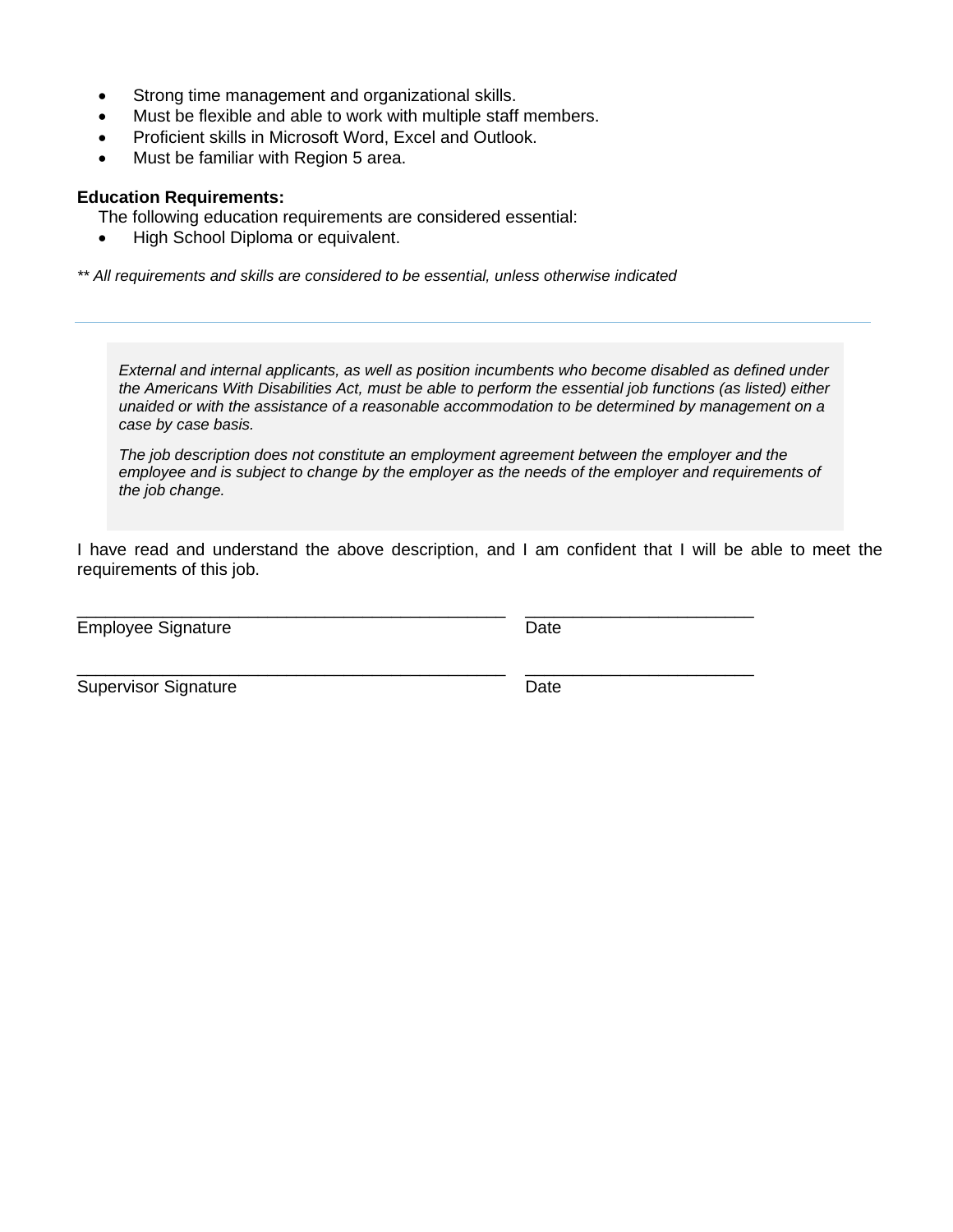- Strong time management and organizational skills.
- Must be flexible and able to work with multiple staff members.
- Proficient skills in Microsoft Word, Excel and Outlook.
- Must be familiar with Region 5 area.

**Education Requirements:**

The following education requirements are considered essential:

- High School Diploma or equivalent.

*** All requirements and skills are considered to be essential, unless otherwise indicated*

---

*External and internal applicants, as well as position incumbents who become disabled as defined under the Americans With Disabilities Act, must be able to perform the essential job functions (as listed) either unaided or with the assistance of a reasonable accommodation to be determined by management on a case by case basis.*

*The job description does not constitute an employment agreement between the employer and the employee and is subject to change by the employer as the needs of the employer and requirements of the job change.*

I have read and understand the above description, and I am confident that I will be able to meet the requirements of this job.

_______________________________________________ ________________________
Employee Signature Date

_______________________________________________ ________________________
Supervisor Signature Date